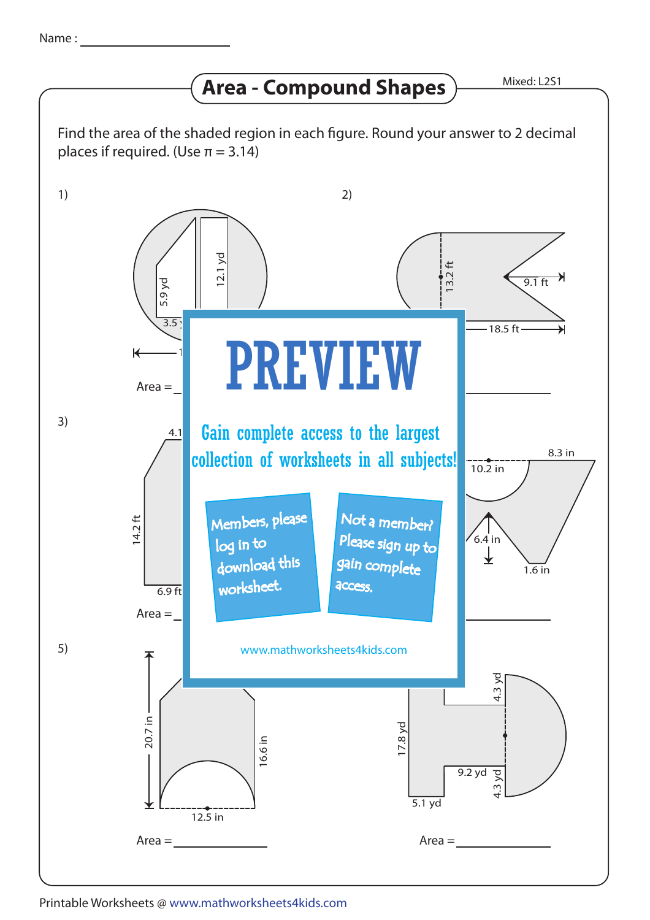Name :

# Area - Compound Shapes

Mixed: L2S1

Find the area of the shaded region in each figure. Round your answer to 2 decimal places if required. (Use π = 3.14)

1)

5.9 yd

12.1 yd

3.5 y

Area =

2)

13.2 ft

9.1 ft

18.5 ft

Area =

3)

4.1

14.2 ft

6.9 ft

Area =

4)

8.3 in

10.2 in

6.4 in

1.6 in

Area =

5)

20.7 in

16.6 in

12.5 in

Area =

6)

4.3 yd

17.8 yd

9.2 yd

4.3 yd

5.1 yd

Area =

PREVIEW

Gain complete access to the largest collection of worksheets in all subjects!

Members, please log in to download this worksheet.

Not a member? Please sign up to gain complete access.

www.mathworksheets4kids.com

Printable Worksheets @ www.mathworksheets4kids.com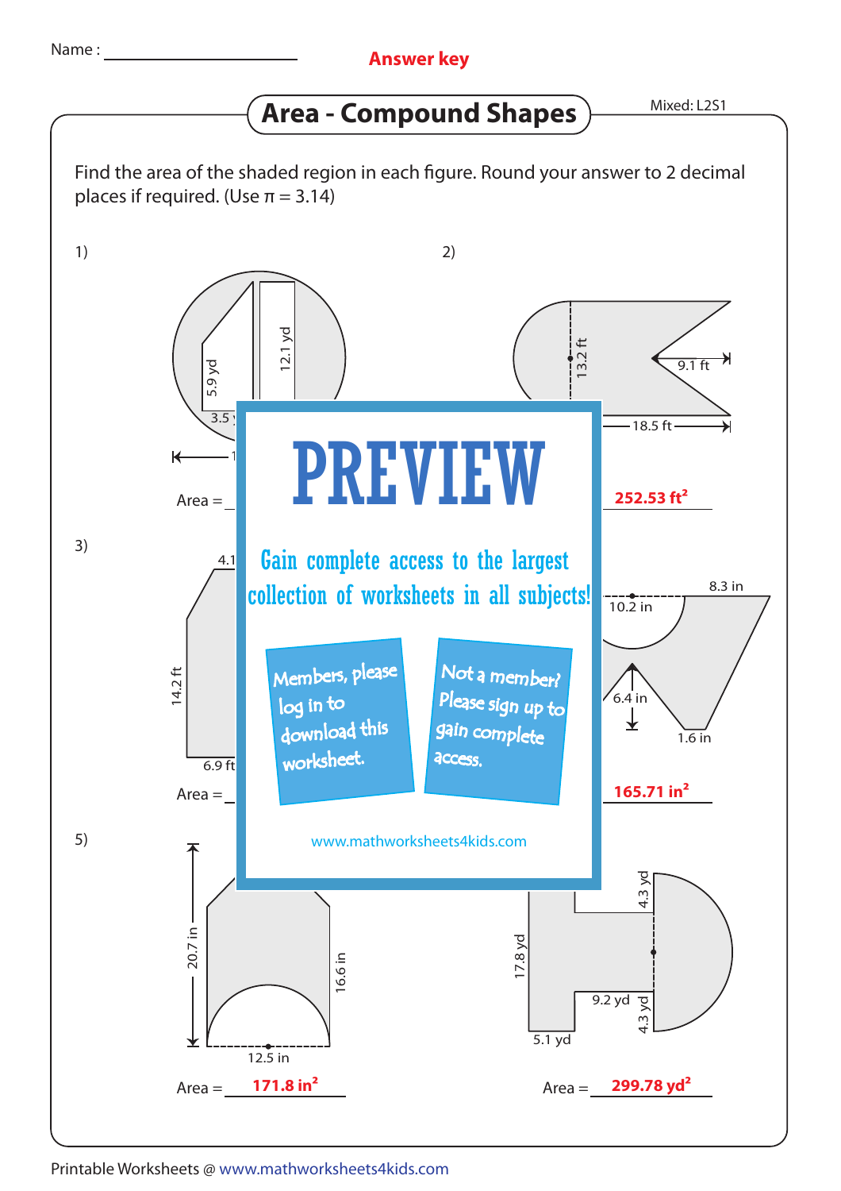Name : ____________________

**Answer key**

# Area - Compound Shapes

Mixed: L2S1

Find the area of the shaded region in each figure. Round your answer to 2 decimal places if required. (Use $\pi = 3.14$)

1)

5.9 yd

12.1 yd

3.5 y

1

Area = ____

2)

13.2 ft

9.1 ft

18.5 ft

Area = **252.53 ft²**

3)

4.1

14.2 ft

6.9 ft

Area = ____

4)

10.2 in

8.3 in

6.4 in

1.6 in

Area = **165.71 in²**

# PREVIEW

Gain complete access to the largest collection of worksheets in all subjects!

Members, please log in to download this worksheet.

Not a member? Please sign up to gain complete access.

www.mathworksheets4kids.com

5)

20.7 in

16.6 in

12.5 in

Area = **171.8 in²**

6)

4.3 yd

17.8 yd

9.2 yd

4.3 yd

5.1 yd

Area = **299.78 yd²**

Printable Worksheets @ www.mathworksheets4kids.com